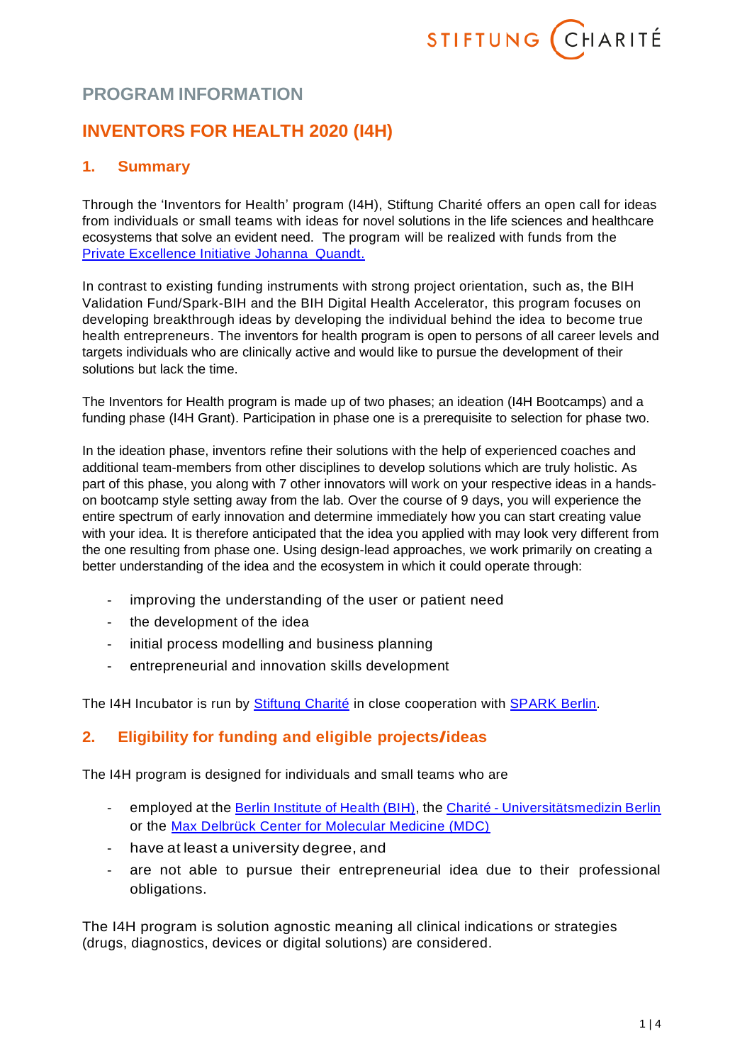## PROGRAM INFORMATION

# INVENTORS FOR HEALTH 2020 (I4H)

## 1. Summary

Through the 'Inventors for Health' program (I4H), Stiftung Charité offers an open call for ideas from individuals or small teams with ideas for novel solutions in the life sciences and healthcare ecosystems that solve an evident need. The program will be realized with funds from the [Private Excellence Initiative Johanna Quandt.]()

In contrast to existing funding instruments with strong project orientation, such as, the BIH Validation Fund/Spark-BIH and the BIH Digital Health Accelerator, this program focuses on developing breakthrough ideas by developing the individual behind the idea to become true health entrepreneurs. The inventors for health program is open to persons of all career levels and targets individuals who are clinically active and would like to pursue the development of their solutions but lack the time.

The Inventors for Health program is made up of two phases; an ideation (I4H Bootcamps) and a funding phase (I4H Grant). Participation in phase one is a prerequisite to selection for phase two.

In the ideation phase, inventors refine their solutions with the help of experienced coaches and additional team-members from other disciplines to develop solutions which are truly holistic. As part of this phase, you along with 7 other innovators will work on your respective ideas in a hands-on bootcamp style setting away from the lab. Over the course of 9 days, you will experience the entire spectrum of early innovation and determine immediately how you can start creating value with your idea. It is therefore anticipated that the idea you applied with may look very different from the one resulting from phase one. Using design-lead approaches, we work primarily on creating a better understanding of the idea and the ecosystem in which it could operate through:

- improving the understanding of the user or patient need
- the development of the idea
- initial process modelling and business planning
- entrepreneurial and innovation skills development

The I4H Incubator is run by Stiftung Charité in close cooperation with SPARK Berlin.

## 2. Eligibility for funding and eligible projects/ideas

The I4H program is designed for individuals and small teams who are

- employed at the Berlin Institute of Health (BIH), the Charité - Universitätsmedizin Berlin or the Max Delbrück Center for Molecular Medicine (MDC)
- have at least a university degree, and
- are not able to pursue their entrepreneurial idea due to their professional obligations.

The I4H program is solution agnostic meaning all clinical indications or strategies (drugs, diagnostics, devices or digital solutions) are considered.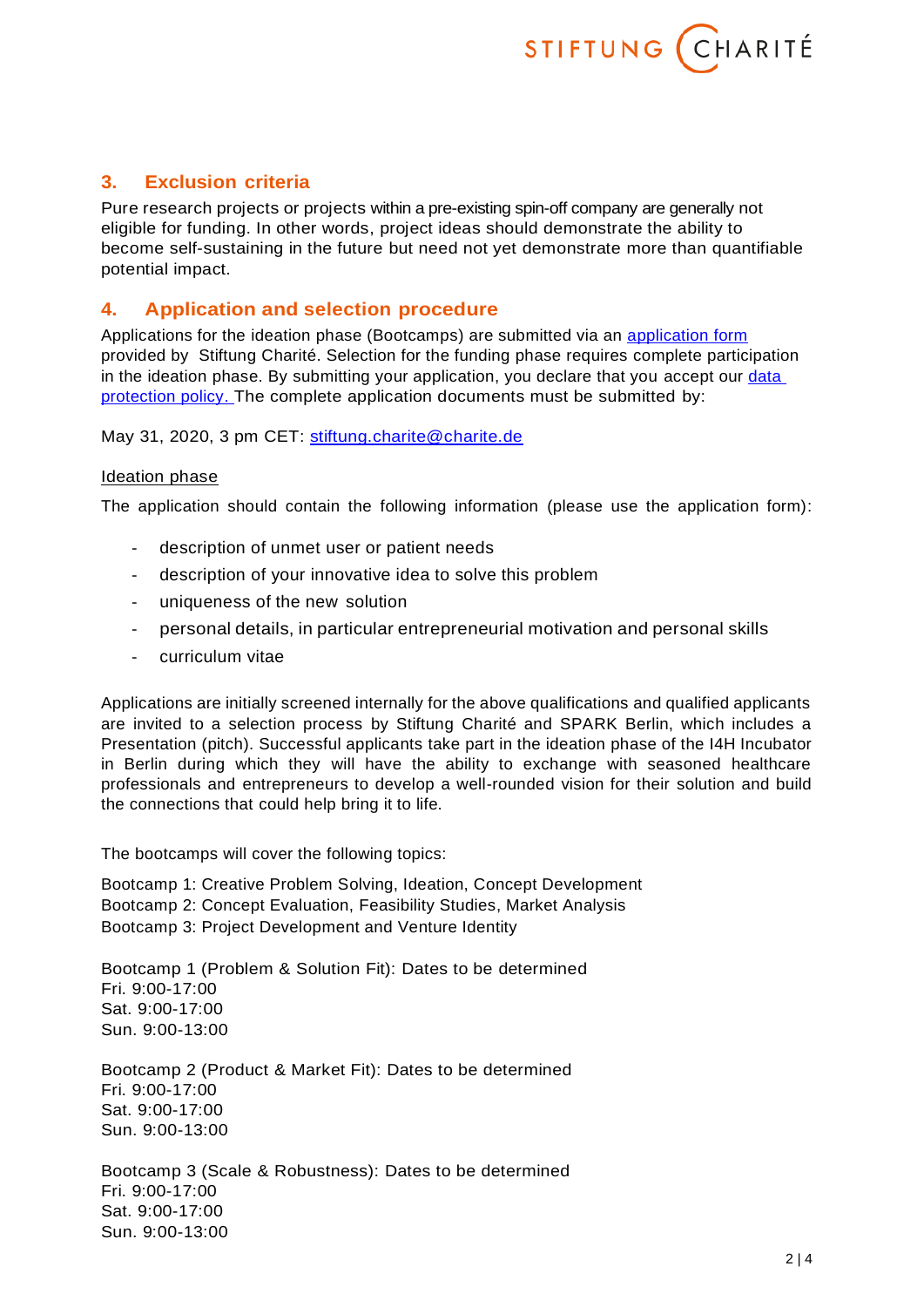## 3. Exclusion criteria

Pure research projects or projects within a pre-existing spin-off company are generally not eligible for funding. In other words, project ideas should demonstrate the ability to become self-sustaining in the future but need not yet demonstrate more than quantifiable potential impact.

## 4. Application and selection procedure

Applications for the ideation phase (Bootcamps) are submitted via an [application form](application form) provided by Stiftung Charité. Selection for the funding phase requires complete participation in the ideation phase. By submitting your application, you declare that you accept our [data protection policy](data protection policy). The complete application documents must be submitted by:

May 31, 2020, 3 pm CET: stiftung.charite@charite.de

Ideation phase

The application should contain the following information (please use the application form):

- description of unmet user or patient needs
- description of your innovative idea to solve this problem
- uniqueness of the new solution
- personal details, in particular entrepreneurial motivation and personal skills
- curriculum vitae

Applications are initially screened internally for the above qualifications and qualified applicants are invited to a selection process by Stiftung Charité and SPARK Berlin, which includes a Presentation (pitch). Successful applicants take part in the ideation phase of the I4H Incubator in Berlin during which they will have the ability to exchange with seasoned healthcare professionals and entrepreneurs to develop a well-rounded vision for their solution and build the connections that could help bring it to life.

The bootcamps will cover the following topics:

Bootcamp 1: Creative Problem Solving, Ideation, Concept Development
Bootcamp 2: Concept Evaluation, Feasibility Studies, Market Analysis
Bootcamp 3: Project Development and Venture Identity

Bootcamp 1 (Problem & Solution Fit): Dates to be determined
Fri. 9:00-17:00
Sat. 9:00-17:00
Sun. 9:00-13:00

Bootcamp 2 (Product & Market Fit): Dates to be determined
Fri. 9:00-17:00
Sat. 9:00-17:00
Sun. 9:00-13:00

Bootcamp 3 (Scale & Robustness): Dates to be determined
Fri. 9:00-17:00
Sat. 9:00-17:00
Sun. 9:00-13:00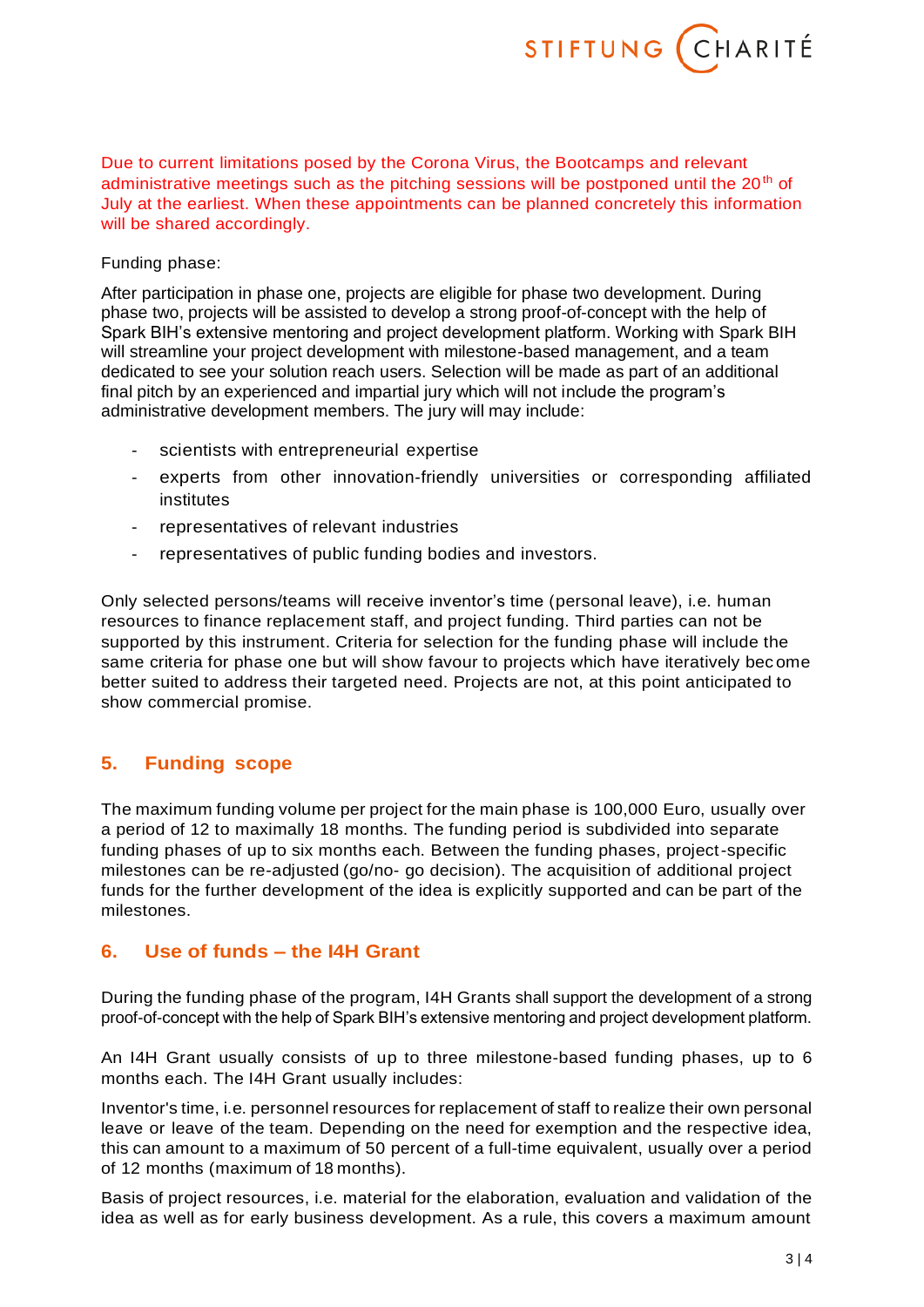Due to current limitations posed by the Corona Virus, the Bootcamps and relevant administrative meetings such as the pitching sessions will be postponed until the 20th of July at the earliest. When these appointments can be planned concretely this information will be shared accordingly.

Funding phase:

After participation in phase one, projects are eligible for phase two development. During phase two, projects will be assisted to develop a strong proof-of-concept with the help of Spark BIH's extensive mentoring and project development platform. Working with Spark BIH will streamline your project development with milestone-based management, and a team dedicated to see your solution reach users. Selection will be made as part of an additional final pitch by an experienced and impartial jury which will not include the program's administrative development members. The jury will may include:

- scientists with entrepreneurial expertise
- experts from other innovation-friendly universities or corresponding affiliated institutes
- representatives of relevant industries
- representatives of public funding bodies and investors.

Only selected persons/teams will receive inventor's time (personal leave), i.e. human resources to finance replacement staff, and project funding. Third parties can not be supported by this instrument. Criteria for selection for the funding phase will include the same criteria for phase one but will show favour to projects which have iteratively become better suited to address their targeted need. Projects are not, at this point anticipated to show commercial promise.

## 5. Funding scope

The maximum funding volume per project for the main phase is 100,000 Euro, usually over a period of 12 to maximally 18 months. The funding period is subdivided into separate funding phases of up to six months each. Between the funding phases, project-specific milestones can be re-adjusted (go/no- go decision). The acquisition of additional project funds for the further development of the idea is explicitly supported and can be part of the milestones.

## 6. Use of funds – the I4H Grant

During the funding phase of the program, I4H Grants shall support the development of a strong proof-of-concept with the help of Spark BIH's extensive mentoring and project development platform.

An I4H Grant usually consists of up to three milestone-based funding phases, up to 6 months each. The I4H Grant usually includes:

Inventor's time, i.e. personnel resources for replacement of staff to realize their own personal leave or leave of the team. Depending on the need for exemption and the respective idea, this can amount to a maximum of 50 percent of a full-time equivalent, usually over a period of 12 months (maximum of 18 months).

Basis of project resources, i.e. material for the elaboration, evaluation and validation of the idea as well as for early business development. As a rule, this covers a maximum amount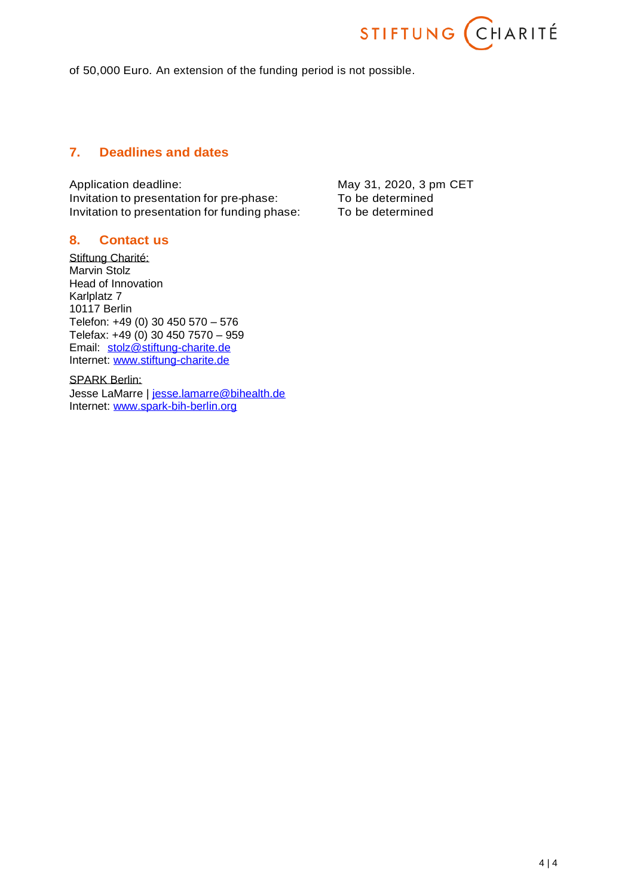of 50,000 Euro. An extension of the funding period is not possible.

## 7. Deadlines and dates

| | |
|---|---|
| Application deadline: | May 31, 2020, 3 pm CET |
| Invitation to presentation for pre-phase: | To be determined |
| Invitation to presentation for funding phase: | To be determined |

## 8. Contact us

Stiftung Charité:
Marvin Stolz
Head of Innovation
Karlplatz 7
10117 Berlin
Telefon: +49 (0) 30 450 570 – 576
Telefax: +49 (0) 30 450 7570 – 959
Email: stolz@stiftung-charite.de
Internet: www.stiftung-charite.de

SPARK Berlin:
Jesse LaMarre | jesse.lamarre@bihealth.de
Internet: www.spark-bih-berlin.org